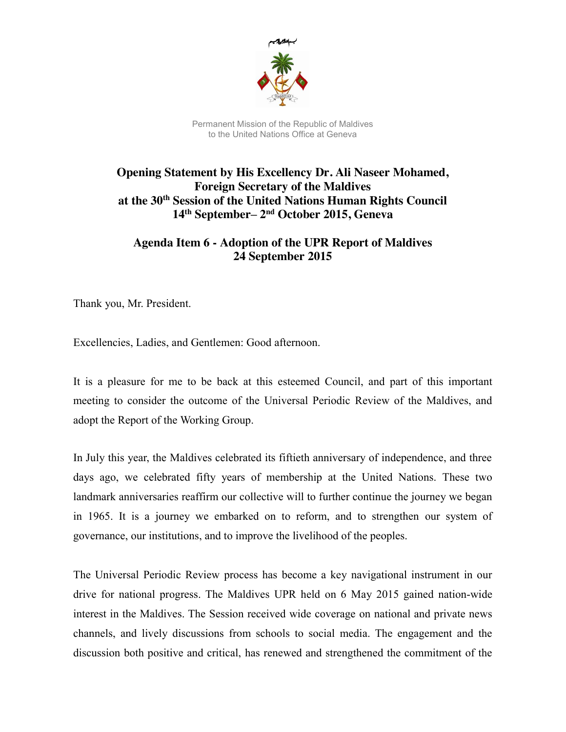Permanent Mission of the Republic of Maldives
to the United Nations Office at Geneva

**Opening Statement by His Excellency Dr. Ali Naseer Mohamed, Foreign Secretary of the Maldives at the 30th Session of the United Nations Human Rights Council 14th September– 2nd October 2015, Geneva**

**Agenda Item 6 - Adoption of the UPR Report of Maldives 24 September 2015**

Thank you, Mr. President.

Excellencies, Ladies, and Gentlemen: Good afternoon.

It is a pleasure for me to be back at this esteemed Council, and part of this important meeting to consider the outcome of the Universal Periodic Review of the Maldives, and adopt the Report of the Working Group.

In July this year, the Maldives celebrated its fiftieth anniversary of independence, and three days ago, we celebrated fifty years of membership at the United Nations. These two landmark anniversaries reaffirm our collective will to further continue the journey we began in 1965. It is a journey we embarked on to reform, and to strengthen our system of governance, our institutions, and to improve the livelihood of the peoples.

The Universal Periodic Review process has become a key navigational instrument in our drive for national progress. The Maldives UPR held on 6 May 2015 gained nation-wide interest in the Maldives. The Session received wide coverage on national and private news channels, and lively discussions from schools to social media. The engagement and the discussion both positive and critical, has renewed and strengthened the commitment of the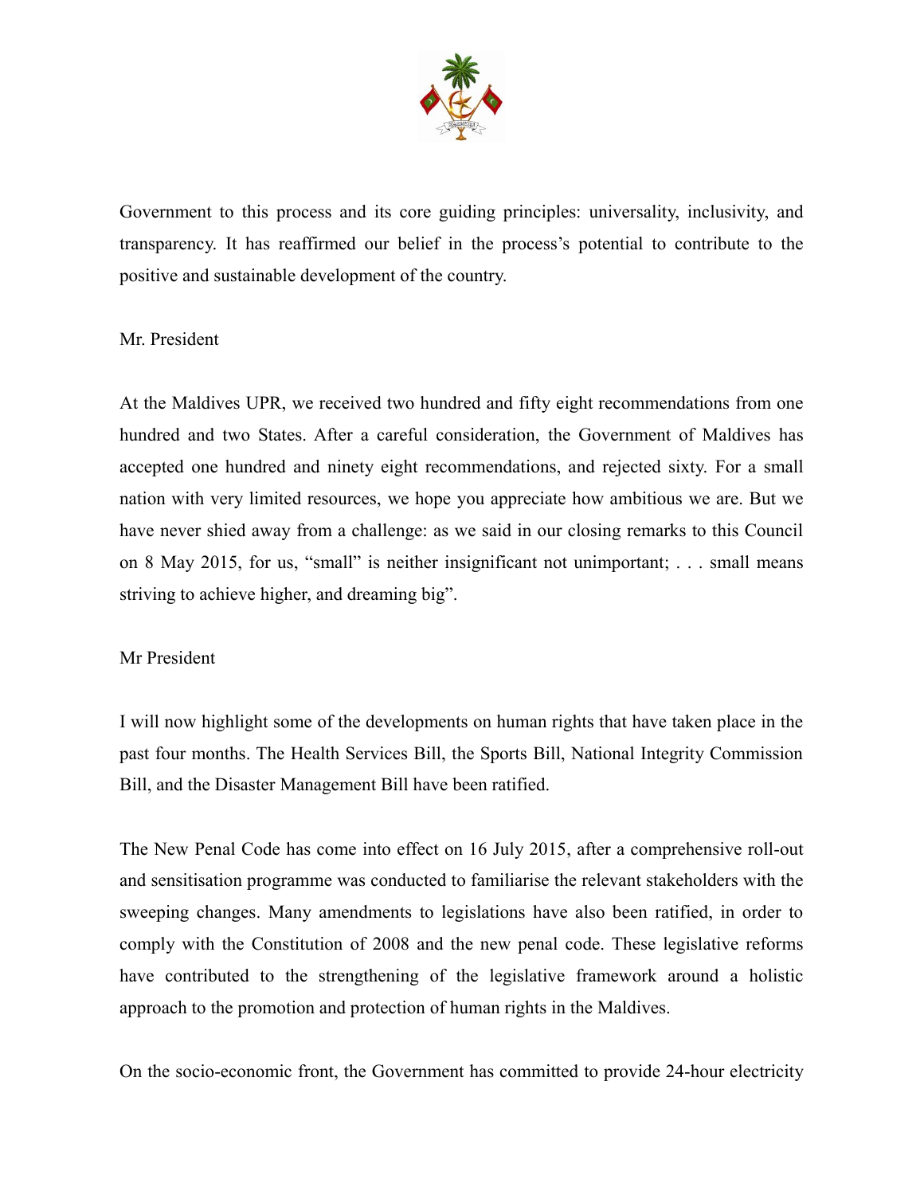Government to this process and its core guiding principles: universality, inclusivity, and transparency. It has reaffirmed our belief in the process's potential to contribute to the positive and sustainable development of the country.

Mr. President

At the Maldives UPR, we received two hundred and fifty eight recommendations from one hundred and two States. After a careful consideration, the Government of Maldives has accepted one hundred and ninety eight recommendations, and rejected sixty. For a small nation with very limited resources, we hope you appreciate how ambitious we are. But we have never shied away from a challenge: as we said in our closing remarks to this Council on 8 May 2015, for us, "small" is neither insignificant not unimportant; . . . small means striving to achieve higher, and dreaming big".

Mr President

I will now highlight some of the developments on human rights that have taken place in the past four months. The Health Services Bill, the Sports Bill, National Integrity Commission Bill, and the Disaster Management Bill have been ratified.

The New Penal Code has come into effect on 16 July 2015, after a comprehensive roll-out and sensitisation programme was conducted to familiarise the relevant stakeholders with the sweeping changes. Many amendments to legislations have also been ratified, in order to comply with the Constitution of 2008 and the new penal code. These legislative reforms have contributed to the strengthening of the legislative framework around a holistic approach to the promotion and protection of human rights in the Maldives.

On the socio-economic front, the Government has committed to provide 24-hour electricity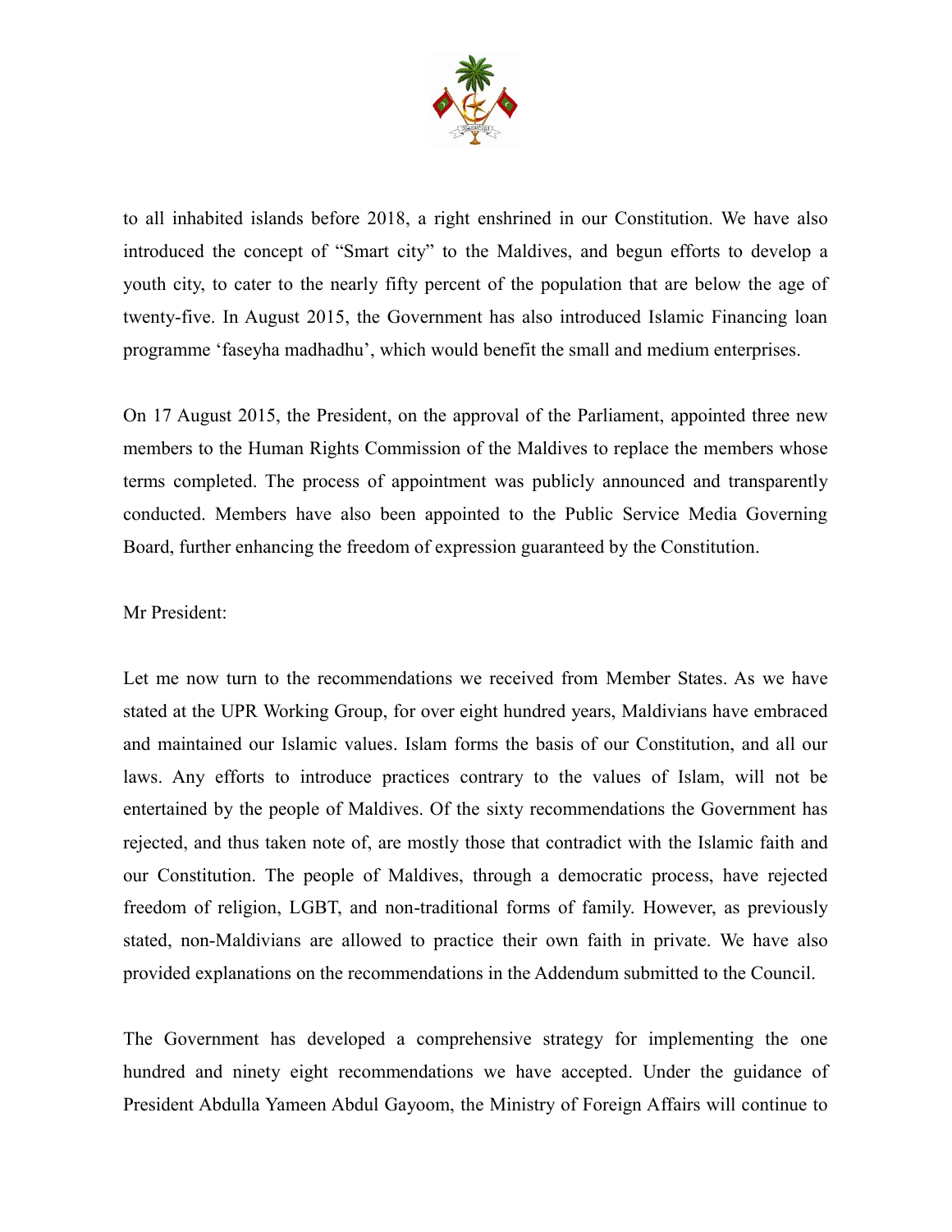to all inhabited islands before 2018, a right enshrined in our Constitution. We have also introduced the concept of "Smart city" to the Maldives, and begun efforts to develop a youth city, to cater to the nearly fifty percent of the population that are below the age of twenty-five. In August 2015, the Government has also introduced Islamic Financing loan programme 'faseyha madhadhu', which would benefit the small and medium enterprises.

On 17 August 2015, the President, on the approval of the Parliament, appointed three new members to the Human Rights Commission of the Maldives to replace the members whose terms completed. The process of appointment was publicly announced and transparently conducted. Members have also been appointed to the Public Service Media Governing Board, further enhancing the freedom of expression guaranteed by the Constitution.

Mr President:

Let me now turn to the recommendations we received from Member States. As we have stated at the UPR Working Group, for over eight hundred years, Maldivians have embraced and maintained our Islamic values. Islam forms the basis of our Constitution, and all our laws. Any efforts to introduce practices contrary to the values of Islam, will not be entertained by the people of Maldives. Of the sixty recommendations the Government has rejected, and thus taken note of, are mostly those that contradict with the Islamic faith and our Constitution. The people of Maldives, through a democratic process, have rejected freedom of religion, LGBT, and non-traditional forms of family. However, as previously stated, non-Maldivians are allowed to practice their own faith in private. We have also provided explanations on the recommendations in the Addendum submitted to the Council.

The Government has developed a comprehensive strategy for implementing the one hundred and ninety eight recommendations we have accepted. Under the guidance of President Abdulla Yameen Abdul Gayoom, the Ministry of Foreign Affairs will continue to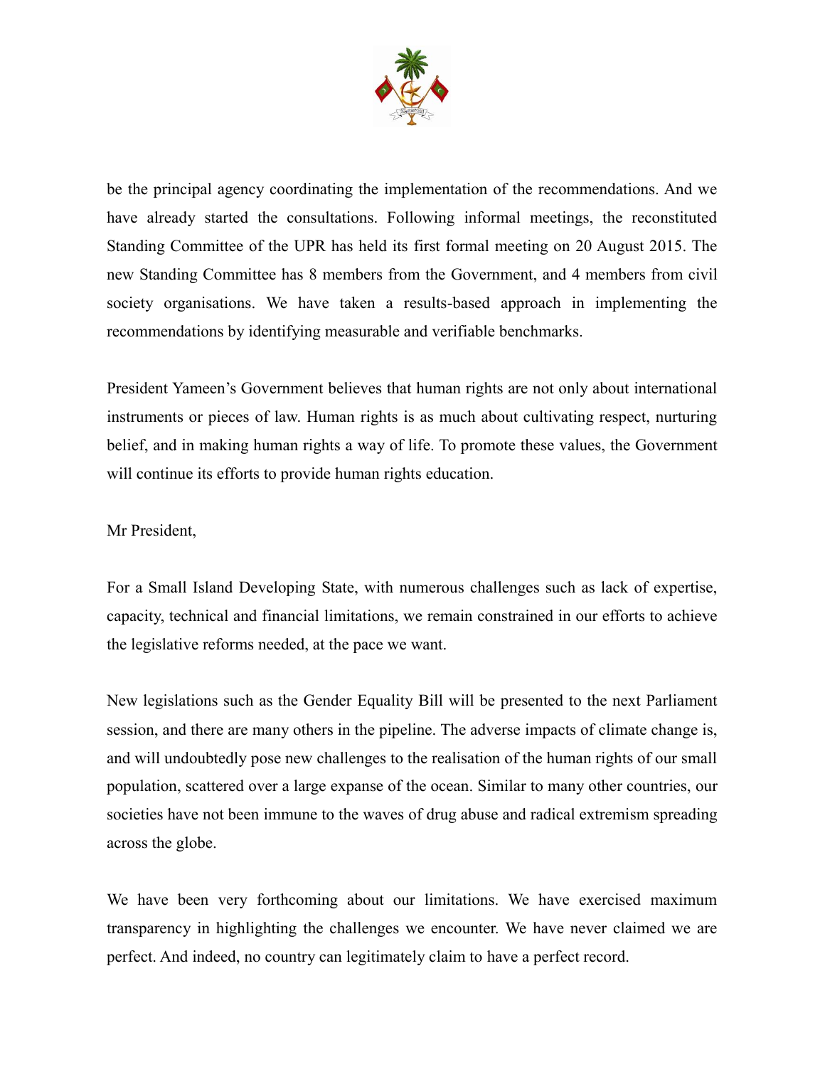be the principal agency coordinating the implementation of the recommendations. And we have already started the consultations. Following informal meetings, the reconstituted Standing Committee of the UPR has held its first formal meeting on 20 August 2015. The new Standing Committee has 8 members from the Government, and 4 members from civil society organisations. We have taken a results-based approach in implementing the recommendations by identifying measurable and verifiable benchmarks.

President Yameen's Government believes that human rights are not only about international instruments or pieces of law. Human rights is as much about cultivating respect, nurturing belief, and in making human rights a way of life. To promote these values, the Government will continue its efforts to provide human rights education.

Mr President,

For a Small Island Developing State, with numerous challenges such as lack of expertise, capacity, technical and financial limitations, we remain constrained in our efforts to achieve the legislative reforms needed, at the pace we want.

New legislations such as the Gender Equality Bill will be presented to the next Parliament session, and there are many others in the pipeline. The adverse impacts of climate change is, and will undoubtedly pose new challenges to the realisation of the human rights of our small population, scattered over a large expanse of the ocean. Similar to many other countries, our societies have not been immune to the waves of drug abuse and radical extremism spreading across the globe.

We have been very forthcoming about our limitations. We have exercised maximum transparency in highlighting the challenges we encounter. We have never claimed we are perfect. And indeed, no country can legitimately claim to have a perfect record.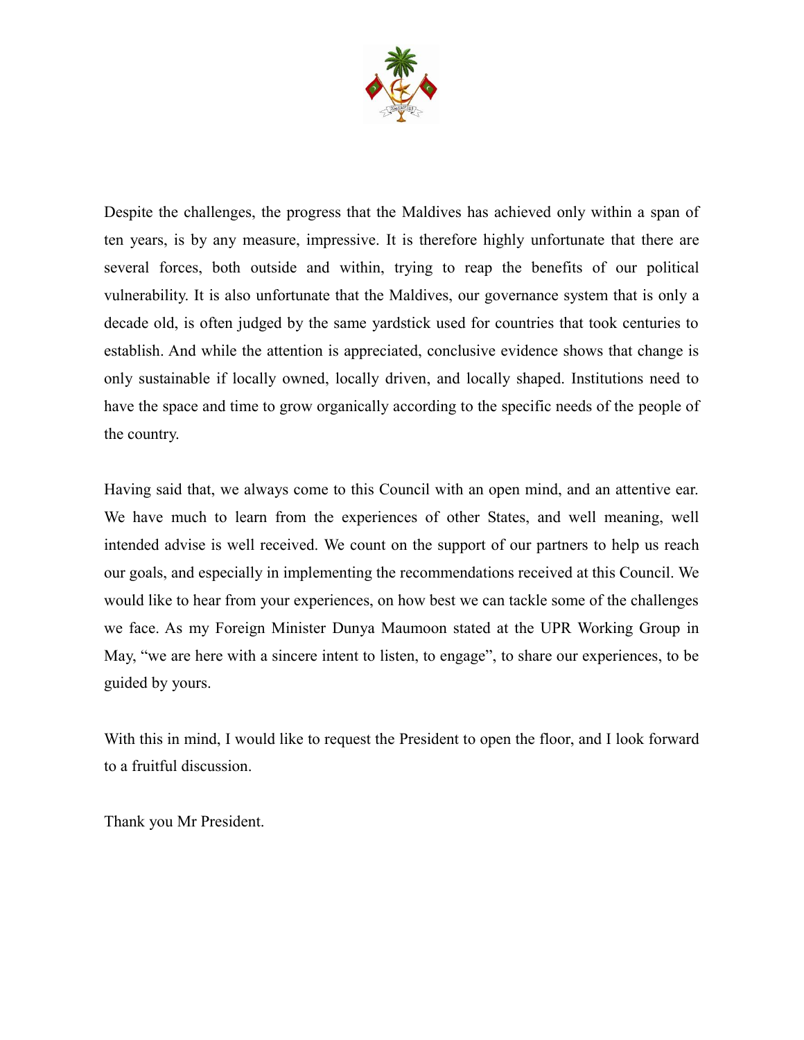Despite the challenges, the progress that the Maldives has achieved only within a span of ten years, is by any measure, impressive. It is therefore highly unfortunate that there are several forces, both outside and within, trying to reap the benefits of our political vulnerability. It is also unfortunate that the Maldives, our governance system that is only a decade old, is often judged by the same yardstick used for countries that took centuries to establish. And while the attention is appreciated, conclusive evidence shows that change is only sustainable if locally owned, locally driven, and locally shaped. Institutions need to have the space and time to grow organically according to the specific needs of the people of the country.

Having said that, we always come to this Council with an open mind, and an attentive ear. We have much to learn from the experiences of other States, and well meaning, well intended advise is well received. We count on the support of our partners to help us reach our goals, and especially in implementing the recommendations received at this Council. We would like to hear from your experiences, on how best we can tackle some of the challenges we face. As my Foreign Minister Dunya Maumoon stated at the UPR Working Group in May, "we are here with a sincere intent to listen, to engage", to share our experiences, to be guided by yours.

With this in mind, I would like to request the President to open the floor, and I look forward to a fruitful discussion.

Thank you Mr President.